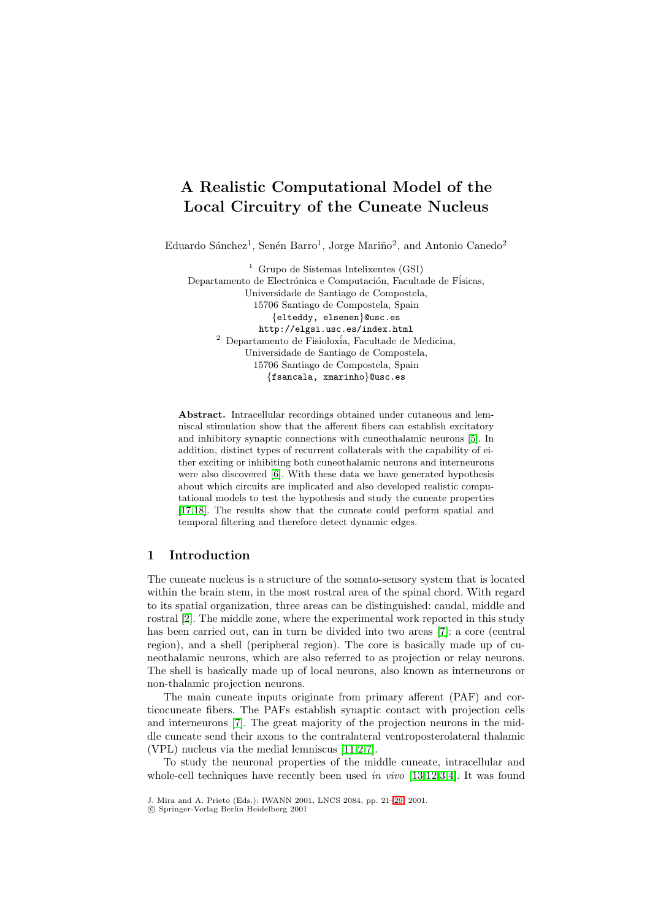# A Realistic Computational Model of the Local Circuitry of the Cuneate Nucleus

Eduardo Sánchez[1], Senén Barro[1], Jorge Mariño[2], and Antonio Canedo[2]

[1] Grupo de Sistemas Intelixentes (GSI)
Departamento de Electrónica e Computación, Facultade de Físicas,
Universidade de Santiago de Compostela,
15706 Santiago de Compostela, Spain
{elteddy, elsenen}@usc.es
http://elgsi.usc.es/index.html

[2] Departamento de Fisioloxía, Facultade de Medicina,
Universidade de Santiago de Compostela,
15706 Santiago de Compostela, Spain
{fsancala, xmarinho}@usc.es

**Abstract.** Intracellular recordings obtained under cutaneous and lemniscal stimulation show that the afferent fibers can establish excitatory and inhibitory synaptic connections with cuneothalamic neurons [5]. In addition, distinct types of recurrent collaterals with the capability of either exciting or inhibiting both cuneothalamic neurons and interneurons were also discovered [6]. With these data we have generated hypothesis about which circuits are implicated and also developed realistic computational models to test the hypothesis and study the cuneate properties [17,18]. The results show that the cuneate could perform spatial and temporal filtering and therefore detect dynamic edges.

## 1 Introduction

The cuneate nucleus is a structure of the somato-sensory system that is located within the brain stem, in the most rostral area of the spinal chord. With regard to its spatial organization, three areas can be distinguished: caudal, middle and rostral [2]. The middle zone, where the experimental work reported in this study has been carried out, can in turn be divided into two areas [7]: a core (central region), and a shell (peripheral region). The core is basically made up of cuneothalamic neurons, which are also referred to as projection or relay neurons. The shell is basically made up of local neurons, also known as interneurons or non-thalamic projection neurons.

The main cuneate inputs originate from primary afferent (PAF) and corticocuneate fibers. The PAFs establish synaptic contact with projection cells and interneurons [7]. The great majority of the projection neurons in the middle cuneate send their axons to the contralateral ventroposterolateral thalamic (VPL) nucleus via the medial lemniscus [11,2,7].

To study the neuronal properties of the middle cuneate, intracellular and whole-cell techniques have recently been used *in vivo* [13,12,3,4]. It was found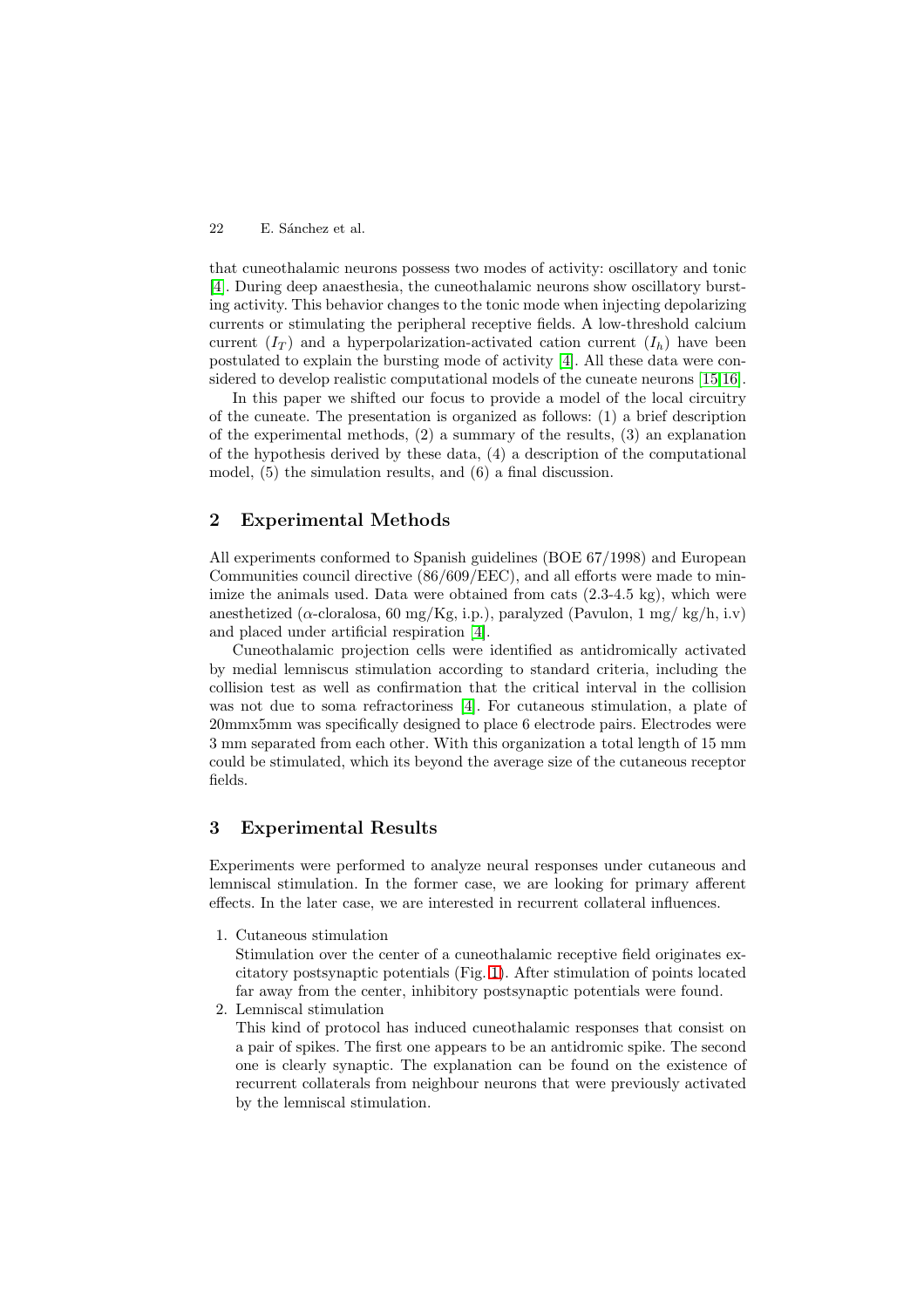that cuneothalamic neurons possess two modes of activity: oscillatory and tonic [4]. During deep anaesthesia, the cuneothalamic neurons show oscillatory bursting activity. This behavior changes to the tonic mode when injecting depolarizing currents or stimulating the peripheral receptive fields. A low-threshold calcium current ($I_T$) and a hyperpolarization-activated cation current ($I_h$) have been postulated to explain the bursting mode of activity [4]. All these data were considered to develop realistic computational models of the cuneate neurons [15,16].

In this paper we shifted our focus to provide a model of the local circuitry of the cuneate. The presentation is organized as follows: (1) a brief description of the experimental methods, (2) a summary of the results, (3) an explanation of the hypothesis derived by these data, (4) a description of the computational model, (5) the simulation results, and (6) a final discussion.

## 2 Experimental Methods

All experiments conformed to Spanish guidelines (BOE 67/1998) and European Communities council directive (86/609/EEC), and all efforts were made to minimize the animals used. Data were obtained from cats (2.3-4.5 kg), which were anesthetized ($\alpha$-cloralosa, 60 mg/Kg, i.p.), paralyzed (Pavulon, 1 mg/ kg/h, i.v) and placed under artificial respiration [4].

Cuneothalamic projection cells were identified as antidromically activated by medial lemniscus stimulation according to standard criteria, including the collision test as well as confirmation that the critical interval in the collision was not due to soma refractoriness [4]. For cutaneous stimulation, a plate of 20mmx5mm was specifically designed to place 6 electrode pairs. Electrodes were 3 mm separated from each other. With this organization a total length of 15 mm could be stimulated, which its beyond the average size of the cutaneous receptor fields.

## 3 Experimental Results

Experiments were performed to analyze neural responses under cutaneous and lemniscal stimulation. In the former case, we are looking for primary afferent effects. In the later case, we are interested in recurrent collateral influences.

1. Cutaneous stimulation
   Stimulation over the center of a cuneothalamic receptive field originates excitatory postsynaptic potentials (Fig. 1). After stimulation of points located far away from the center, inhibitory postsynaptic potentials were found.
2. Lemniscal stimulation
   This kind of protocol has induced cuneothalamic responses that consist on a pair of spikes. The first one appears to be an antidromic spike. The second one is clearly synaptic. The explanation can be found on the existence of recurrent collaterals from neighbour neurons that were previously activated by the lemniscal stimulation.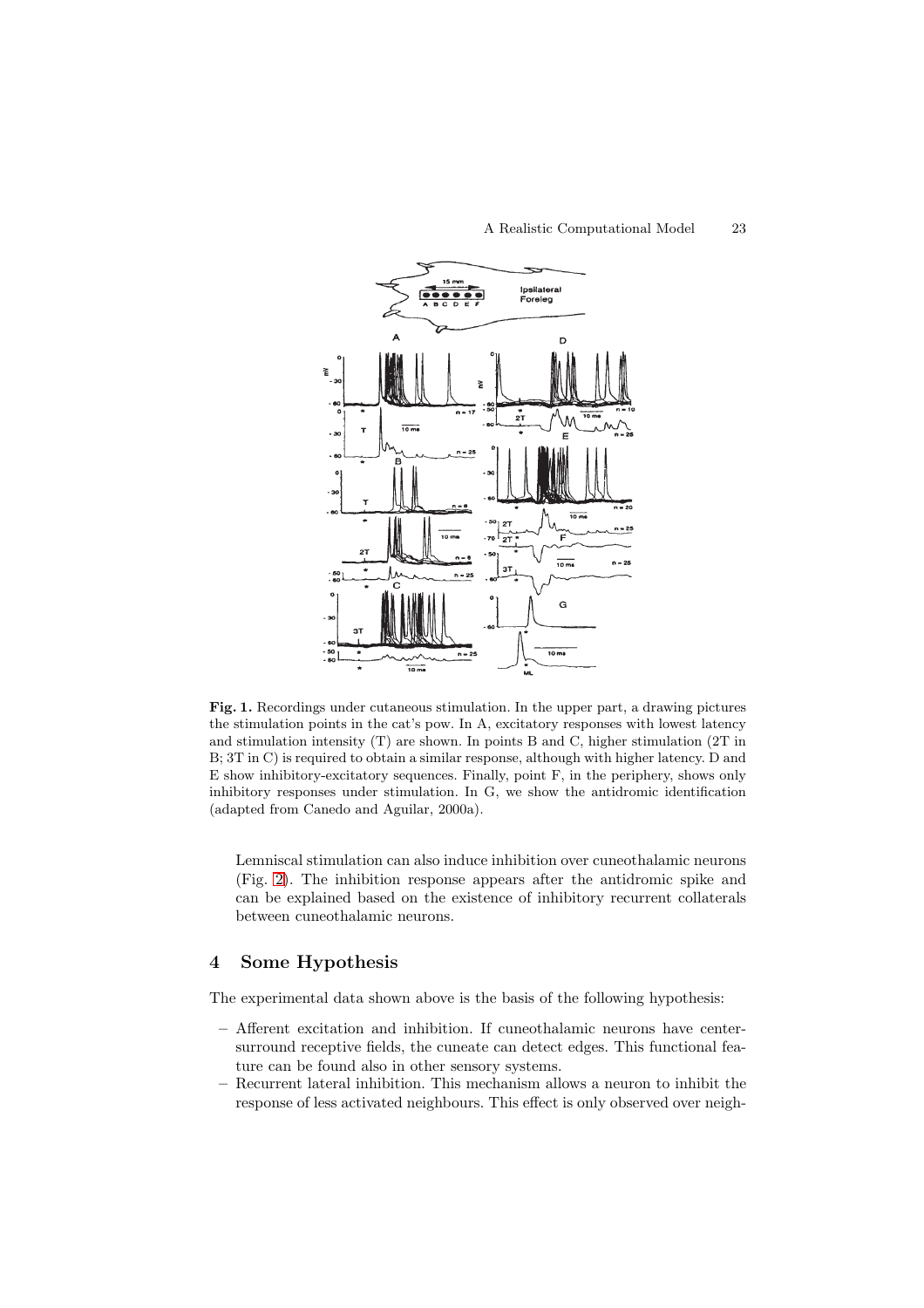**Fig. 1.** Recordings under cutaneous stimulation. In the upper part, a drawing pictures the stimulation points in the cat's pow. In A, excitatory responses with lowest latency and stimulation intensity (T) are shown. In points B and C, higher stimulation (2T in B; 3T in C) is required to obtain a similar response, although with higher latency. D and E show inhibitory-excitatory sequences. Finally, point F, in the periphery, shows only inhibitory responses under stimulation. In G, we show the antidromic identification (adapted from Canedo and Aguilar, 2000a).

Lemniscal stimulation can also induce inhibition over cuneothalamic neurons (Fig. 2). The inhibition response appears after the antidromic spike and can be explained based on the existence of inhibitory recurrent collaterals between cuneothalamic neurons.

## 4 Some Hypothesis

The experimental data shown above is the basis of the following hypothesis:

- Afferent excitation and inhibition. If cuneothalamic neurons have center-surround receptive fields, the cuneate can detect edges. This functional feature can be found also in other sensory systems.
- Recurrent lateral inhibition. This mechanism allows a neuron to inhibit the response of less activated neighbours. This effect is only observed over neigh-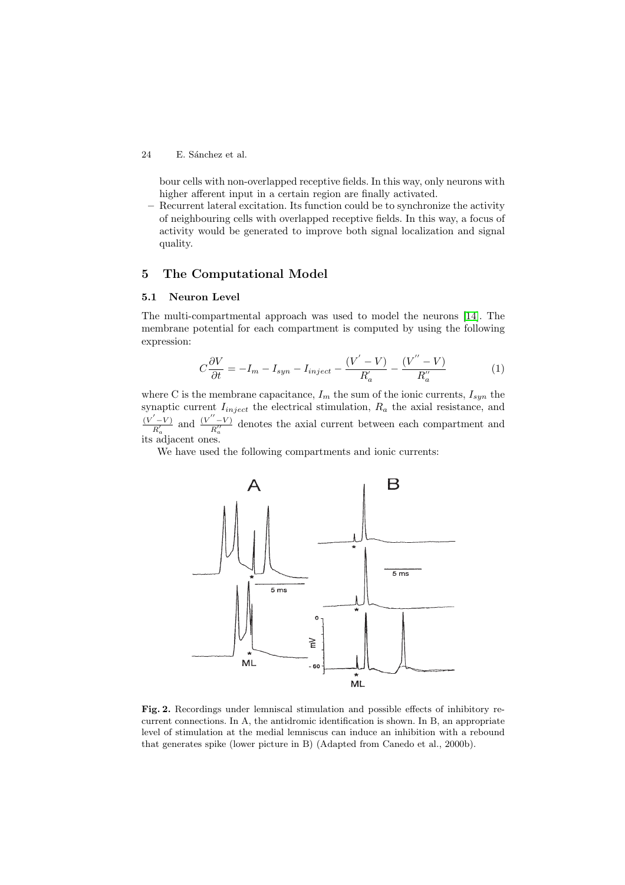bour cells with non-overlapped receptive fields. In this way, only neurons with higher afferent input in a certain region are finally activated.

- Recurrent lateral excitation. Its function could be to synchronize the activity of neighbouring cells with overlapped receptive fields. In this way, a focus of activity would be generated to improve both signal localization and signal quality.

## 5 The Computational Model

### 5.1 Neuron Level

The multi-compartmental approach was used to model the neurons [14]. The membrane potential for each compartment is computed by using the following expression:

$$C\frac{\partial V}{\partial t} = -I_m - I_{syn} - I_{inject} - \frac{(V^{'} - V)}{R_a^{'}} - \frac{(V^{''} - V)}{R_a^{''}} \tag{1}$$

where C is the membrane capacitance, $I_m$ the sum of the ionic currents, $I_{syn}$ the synaptic current $I_{inject}$ the electrical stimulation, $R_a$ the axial resistance, and $\frac{(V^{'}-V)}{R_a^{'}}$ and $\frac{(V^{''}-V)}{R_a^{''}}$ denotes the axial current between each compartment and its adjacent ones.

We have used the following compartments and ionic currents:

**Fig. 2.** Recordings under lemniscal stimulation and possible effects of inhibitory recurrent connections. In A, the antidromic identification is shown. In B, an appropriate level of stimulation at the medial lemniscus can induce an inhibition with a rebound that generates spike (lower picture in B) (Adapted from Canedo et al., 2000b).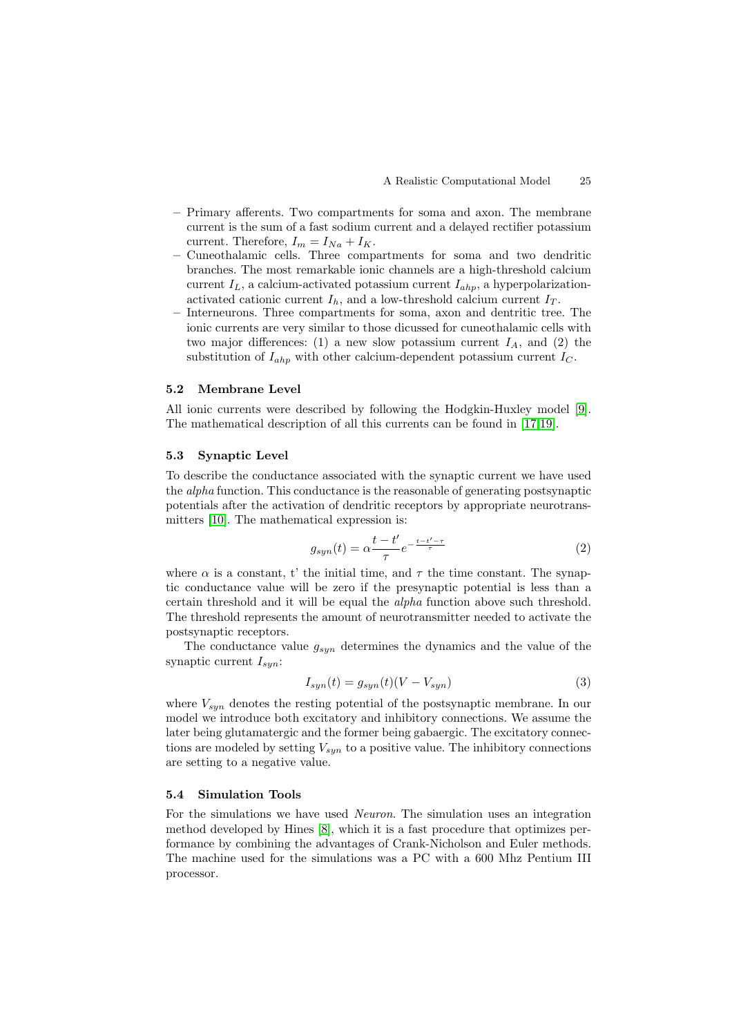- Primary afferents. Two compartments for soma and axon. The membrane current is the sum of a fast sodium current and a delayed rectifier potassium current. Therefore, $I_m = I_{Na} + I_K$.
- Cuneothalamic cells. Three compartments for soma and two dendritic branches. The most remarkable ionic channels are a high-threshold calcium current $I_L$, a calcium-activated potassium current $I_{ahp}$, a hyperpolarization-activated cationic current $I_h$, and a low-threshold calcium current $I_T$.
- Interneurons. Three compartments for soma, axon and dentritic tree. The ionic currents are very similar to those dicussed for cuneothalamic cells with two major differences: (1) a new slow potassium current $I_A$, and (2) the substitution of $I_{ahp}$ with other calcium-dependent potassium current $I_C$.

### 5.2 Membrane Level

All ionic currents were described by following the Hodgkin-Huxley model [9]. The mathematical description of all this currents can be found in [17,19].

### 5.3 Synaptic Level

To describe the conductance associated with the synaptic current we have used the *alpha* function. This conductance is the reasonable of generating postsynaptic potentials after the activation of dendritic receptors by appropriate neurotransmitters [10]. The mathematical expression is:

$$g_{syn}(t) = \alpha \frac{t - t'}{\tau} e^{-\frac{t - t' - \tau}{\tau}} \tag{2}$$

where $\alpha$ is a constant, t' the initial time, and $\tau$ the time constant. The synaptic conductance value will be zero if the presynaptic potential is less than a certain threshold and it will be equal the *alpha* function above such threshold. The threshold represents the amount of neurotransmitter needed to activate the postsynaptic receptors.

The conductance value $g_{syn}$ determines the dynamics and the value of the synaptic current $I_{syn}$:

$$I_{syn}(t) = g_{syn}(t)(V - V_{syn}) \tag{3}$$

where $V_{syn}$ denotes the resting potential of the postsynaptic membrane. In our model we introduce both excitatory and inhibitory connections. We assume the later being glutamatergic and the former being gabaergic. The excitatory connections are modeled by setting $V_{syn}$ to a positive value. The inhibitory connections are setting to a negative value.

### 5.4 Simulation Tools

For the simulations we have used *Neuron*. The simulation uses an integration method developed by Hines [8], which it is a fast procedure that optimizes performance by combining the advantages of Crank-Nicholson and Euler methods. The machine used for the simulations was a PC with a 600 Mhz Pentium III processor.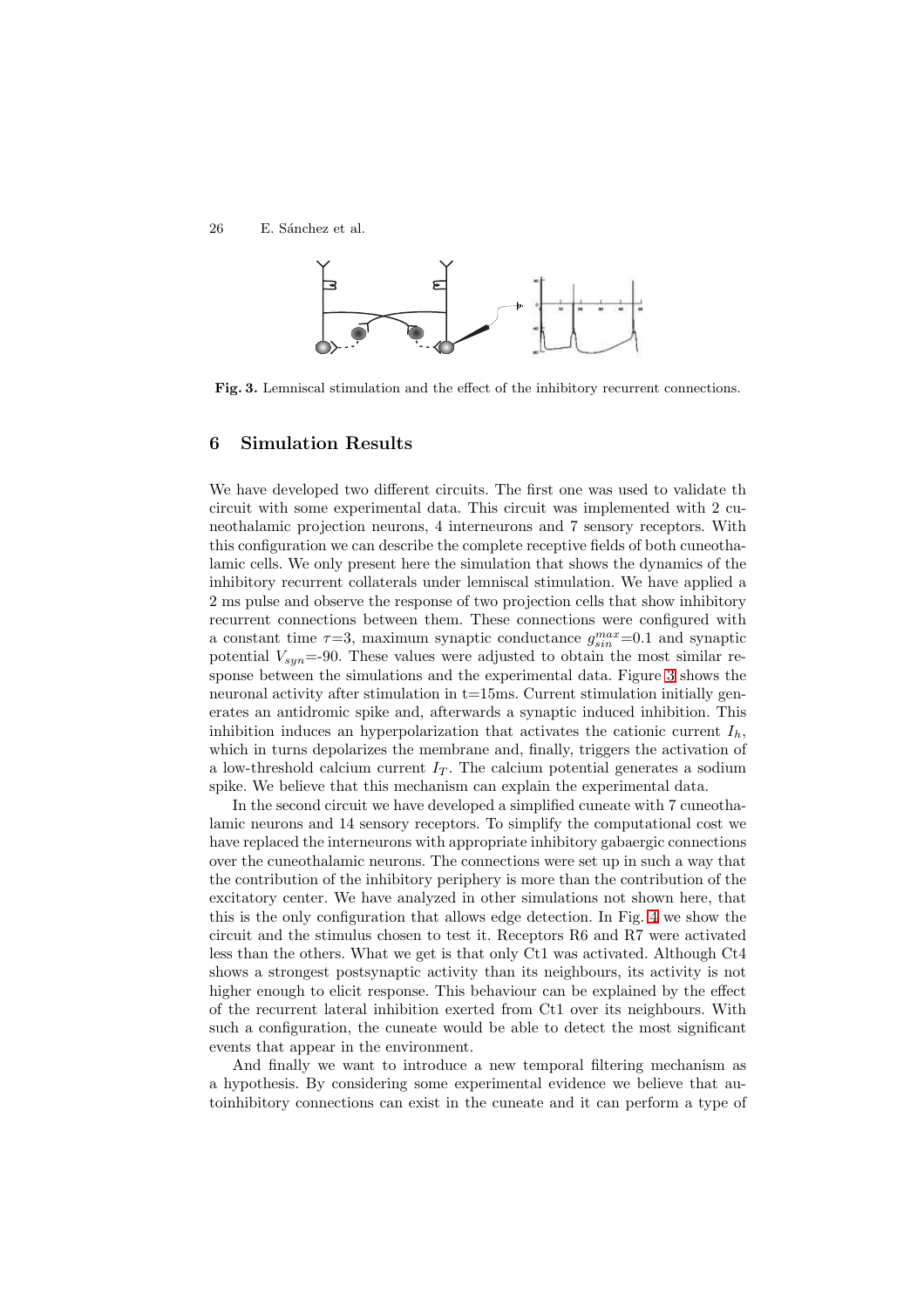**Fig. 3.** Lemniscal stimulation and the effect of the inhibitory recurrent connections.

## 6 Simulation Results

We have developed two different circuits. The first one was used to validate th circuit with some experimental data. This circuit was implemented with 2 cuneothalamic projection neurons, 4 interneurons and 7 sensory receptors. With this configuration we can describe the complete receptive fields of both cuneothalamic cells. We only present here the simulation that shows the dynamics of the inhibitory recurrent collaterals under lemniscal stimulation. We have applied a 2 ms pulse and observe the response of two projection cells that show inhibitory recurrent connections between them. These connections were configured with a constant time $\tau$=3, maximum synaptic conductance $g_{sin}^{max}$=0.1 and synaptic potential $V_{syn}$=-90. These values were adjusted to obtain the most similar response between the simulations and the experimental data. Figure 3 shows the neuronal activity after stimulation in t=15ms. Current stimulation initially generates an antidromic spike and, afterwards a synaptic induced inhibition. This inhibition induces an hyperpolarization that activates the cationic current $I_h$, which in turns depolarizes the membrane and, finally, triggers the activation of a low-threshold calcium current $I_T$. The calcium potential generates a sodium spike. We believe that this mechanism can explain the experimental data.

In the second circuit we have developed a simplified cuneate with 7 cuneothalamic neurons and 14 sensory receptors. To simplify the computational cost we have replaced the interneurons with appropriate inhibitory gabaergic connections over the cuneothalamic neurons. The connections were set up in such a way that the contribution of the inhibitory periphery is more than the contribution of the excitatory center. We have analyzed in other simulations not shown here, that this is the only configuration that allows edge detection. In Fig. 4 we show the circuit and the stimulus chosen to test it. Receptors R6 and R7 were activated less than the others. What we get is that only Ct1 was activated. Although Ct4 shows a strongest postsynaptic activity than its neighbours, its activity is not higher enough to elicit response. This behaviour can be explained by the effect of the recurrent lateral inhibition exerted from Ct1 over its neighbours. With such a configuration, the cuneate would be able to detect the most significant events that appear in the environment.

And finally we want to introduce a new temporal filtering mechanism as a hypothesis. By considering some experimental evidence we believe that autoinhibitory connections can exist in the cuneate and it can perform a type of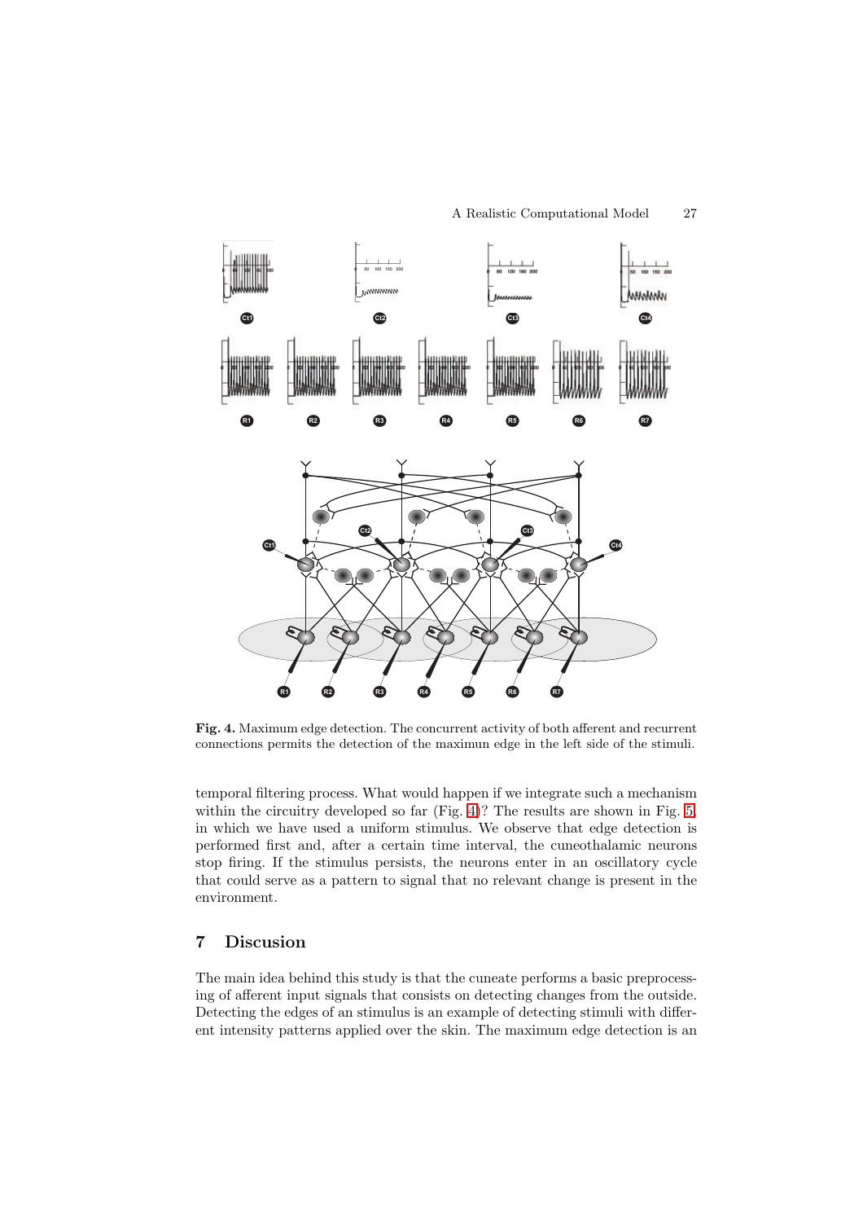**Fig. 4.** Maximum edge detection. The concurrent activity of both afferent and recurrent connections permits the detection of the maximun edge in the left side of the stimuli.

temporal filtering process. What would happen if we integrate such a mechanism within the circuitry developed so far (Fig. 4)? The results are shown in Fig. 5, in which we have used a uniform stimulus. We observe that edge detection is performed first and, after a certain time interval, the cuneothalamic neurons stop firing. If the stimulus persists, the neurons enter in an oscillatory cycle that could serve as a pattern to signal that no relevant change is present in the environment.

## 7 Discusion

The main idea behind this study is that the cuneate performs a basic preprocessing of afferent input signals that consists on detecting changes from the outside. Detecting the edges of an stimulus is an example of detecting stimuli with different intensity patterns applied over the skin. The maximum edge detection is an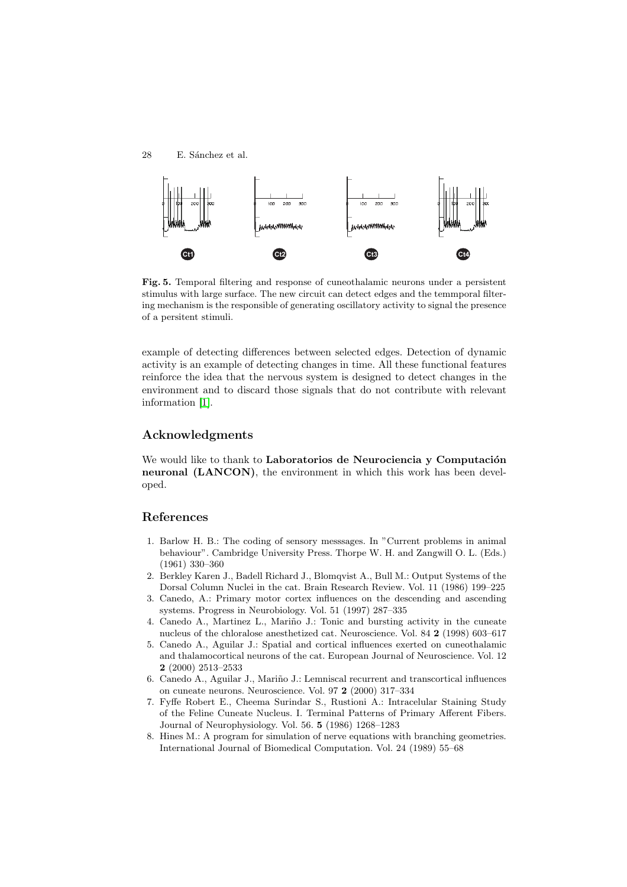**Fig. 5.** Temporal filtering and response of cuneothalamic neurons under a persistent stimulus with large surface. The new circuit can detect edges and the temmporal filtering mechanism is the responsible of generating oscillatory activity to signal the presence of a persitent stimuli.

example of detecting differences between selected edges. Detection of dynamic activity is an example of detecting changes in time. All these functional features reinforce the idea that the nervous system is designed to detect changes in the environment and to discard those signals that do not contribute with relevant information [1].

## Acknowledgments

We would like to thank to **Laboratorios de Neurociencia y Computación neuronal (LANCON)**, the environment in which this work has been developed.

## References

1. Barlow H. B.: The coding of sensory messsages. In "Current problems in animal behaviour". Cambridge University Press. Thorpe W. H. and Zangwill O. L. (Eds.) (1961) 330–360
2. Berkley Karen J., Badell Richard J., Blomqvist A., Bull M.: Output Systems of the Dorsal Column Nuclei in the cat. Brain Research Review. Vol. 11 (1986) 199–225
3. Canedo, A.: Primary motor cortex influences on the descending and ascending systems. Progress in Neurobiology. Vol. 51 (1997) 287–335
4. Canedo A., Martinez L., Mariño J.: Tonic and bursting activity in the cuneate nucleus of the chloralose anesthetized cat. Neuroscience. Vol. 84 **2** (1998) 603–617
5. Canedo A., Aguilar J.: Spatial and cortical influences exerted on cuneothalamic and thalamocortical neurons of the cat. European Journal of Neuroscience. Vol. 12 **2** (2000) 2513–2533
6. Canedo A., Aguilar J., Mariño J.: Lemniscal recurrent and transcortical influences on cuneate neurons. Neuroscience. Vol. 97 **2** (2000) 317–334
7. Fyffe Robert E., Cheema Surindar S., Rustioni A.: Intracelular Staining Study of the Feline Cuneate Nucleus. I. Terminal Patterns of Primary Afferent Fibers. Journal of Neurophysiology. Vol. 56. **5** (1986) 1268–1283
8. Hines M.: A program for simulation of nerve equations with branching geometries. International Journal of Biomedical Computation. Vol. 24 (1989) 55–68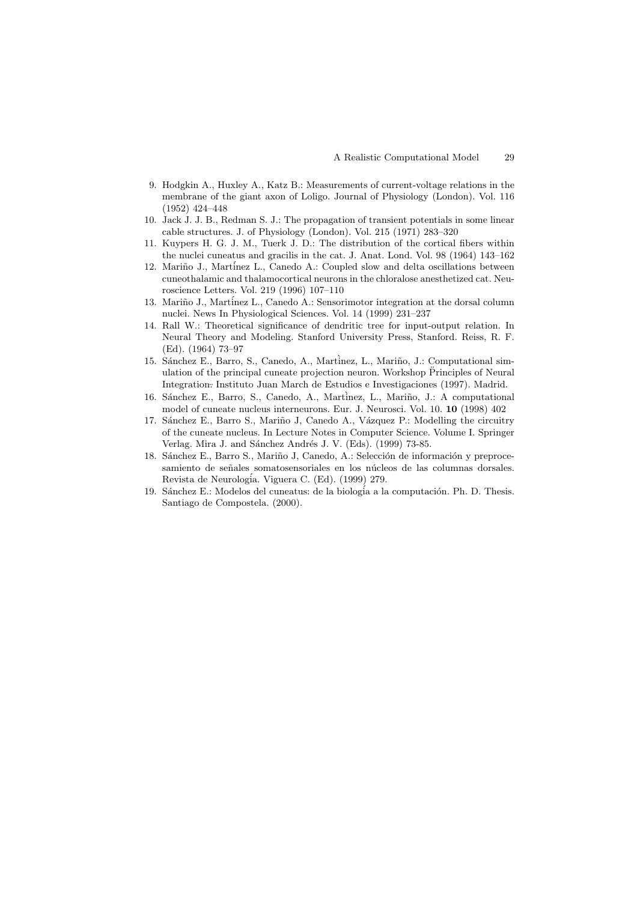9. Hodgkin A., Huxley A., Katz B.: Measurements of current-voltage relations in the membrane of the giant axon of Loligo. Journal of Physiology (London). Vol. 116 (1952) 424–448
10. Jack J. J. B., Redman S. J.: The propagation of transient potentials in some linear cable structures. J. of Physiology (London). Vol. 215 (1971) 283–320
11. Kuypers H. G. J. M., Tuerk J. D.: The distribution of the cortical fibers within the nuclei cuneatus and gracilis in the cat. J. Anat. Lond. Vol. 98 (1964) 143–162
12. Mariño J., Martínez L., Canedo A.: Coupled slow and delta oscillations between cuneothalamic and thalamocortical neurons in the chloralose anesthetized cat. Neuroscience Letters. Vol. 219 (1996) 107–110
13. Mariño J., Martínez L., Canedo A.: Sensorimotor integration at the dorsal column nuclei. News In Physiological Sciences. Vol. 14 (1999) 231–237
14. Rall W.: Theoretical significance of dendritic tree for input-output relation. In Neural Theory and Modeling. Stanford University Press, Stanford. Reiss, R. F. (Ed). (1964) 73–97
15. Sánchez E., Barro, S., Canedo, A., Martìnez, L., Mariño, J.: Computational simulation of the principal cuneate projection neuron. Workshop "Principles of Neural Integration" Instituto Juan March de Estudios e Investigaciones (1997). Madrid.
16. Sánchez E., Barro, S., Canedo, A., Martìnez, L., Mariño, J.: A computational model of cuneate nucleus interneurons. Eur. J. Neurosci. Vol. 10. **10** (1998) 402
17. Sánchez E., Barro S., Mariño J, Canedo A., Vázquez P.: Modelling the circuitry of the cuneate nucleus. In Lecture Notes in Computer Science. Volume I. Springer Verlag. Mira J. and Sánchez Andrés J. V. (Eds). (1999) 73-85.
18. Sánchez E., Barro S., Mariño J, Canedo, A.: Selección de información y preprocesamiento de señales somatosensoriales en los núcleos de las columnas dorsales. Revista de Neurología. Viguera C. (Ed). (1999) 279.
19. Sánchez E.: Modelos del cuneatus: de la biología a la computación. Ph. D. Thesis. Santiago de Compostela. (2000).